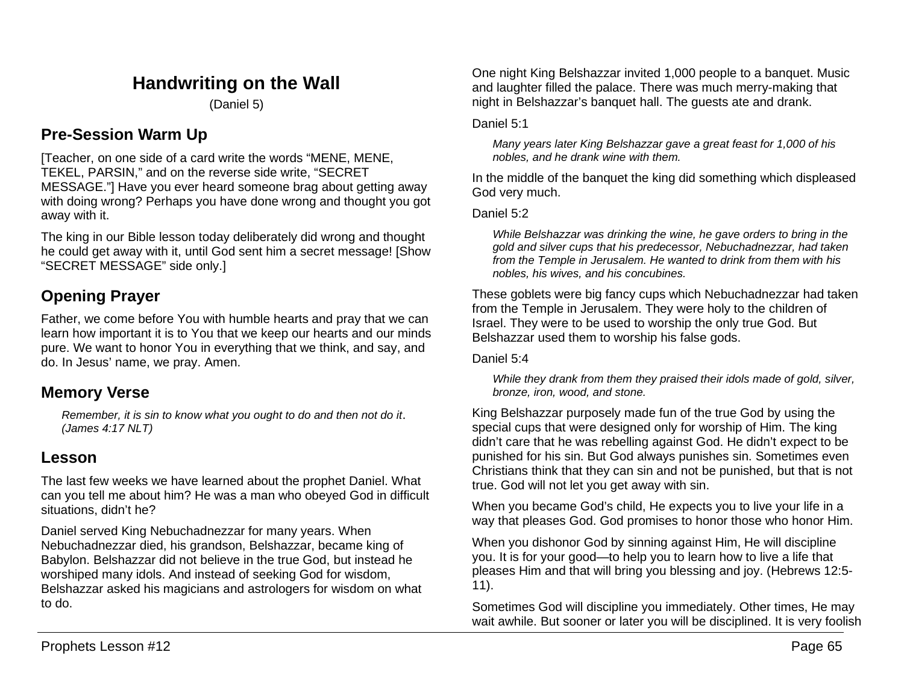# Handwriting on the Wall

(Daniel 5)

## Pre-Session Warm Up

[Teacher, on one side of a card write the words “MENE, MENE, TEKEL, PARSIN,” and on the reverse side write, “SECRET MESSAGE.”] Have you ever heard someone brag about getting away with doing wrong? Perhaps you have done wrong and thought you got away with it.

The king in our Bible lesson today deliberately did wrong and thought he could get away with it, until God sent him a secret message! [Show “SECRET MESSAGE” side only.]

## Opening Prayer

Father, we come before You with humble hearts and pray that we can learn how important it is to You that we keep our hearts and our minds pure. We want to honor You in everything that we think, and say, and do. In Jesus’ name, we pray. Amen.

## Memory Verse

> *Remember, it is sin to know what you ought to do and then not do it. (James 4:17 NLT)*

## Lesson

The last few weeks we have learned about the prophet Daniel. What can you tell me about him? He was a man who obeyed God in difficult situations, didn’t he?

Daniel served King Nebuchadnezzar for many years. When Nebuchadnezzar died, his grandson, Belshazzar, became king of Babylon. Belshazzar did not believe in the true God, but instead he worshiped many idols. And instead of seeking God for wisdom, Belshazzar asked his magicians and astrologers for wisdom on what to do.

One night King Belshazzar invited 1,000 people to a banquet. Music and laughter filled the palace. There was much merry-making that night in Belshazzar’s banquet hall. The guests ate and drank.

Daniel 5:1

> *Many years later King Belshazzar gave a great feast for 1,000 of his nobles, and he drank wine with them.*

In the middle of the banquet the king did something which displeased God very much.

Daniel 5:2

> *While Belshazzar was drinking the wine, he gave orders to bring in the gold and silver cups that his predecessor, Nebuchadnezzar, had taken from the Temple in Jerusalem. He wanted to drink from them with his nobles, his wives, and his concubines.*

These goblets were big fancy cups which Nebuchadnezzar had taken from the Temple in Jerusalem. They were holy to the children of Israel. They were to be used to worship the only true God. But Belshazzar used them to worship his false gods.

Daniel 5:4

> *While they drank from them they praised their idols made of gold, silver, bronze, iron, wood, and stone.*

King Belshazzar purposely made fun of the true God by using the special cups that were designed only for worship of Him. The king didn’t care that he was rebelling against God. He didn’t expect to be punished for his sin. But God always punishes sin. Sometimes even Christians think that they can sin and not be punished, but that is not true. God will not let you get away with sin.

When you became God’s child, He expects you to live your life in a way that pleases God. God promises to honor those who honor Him.

When you dishonor God by sinning against Him, He will discipline you. It is for your good—to help you to learn how to live a life that pleases Him and that will bring you blessing and joy. (Hebrews 12:5-11).

Sometimes God will discipline you immediately. Other times, He may wait awhile. But sooner or later you will be disciplined. It is very foolish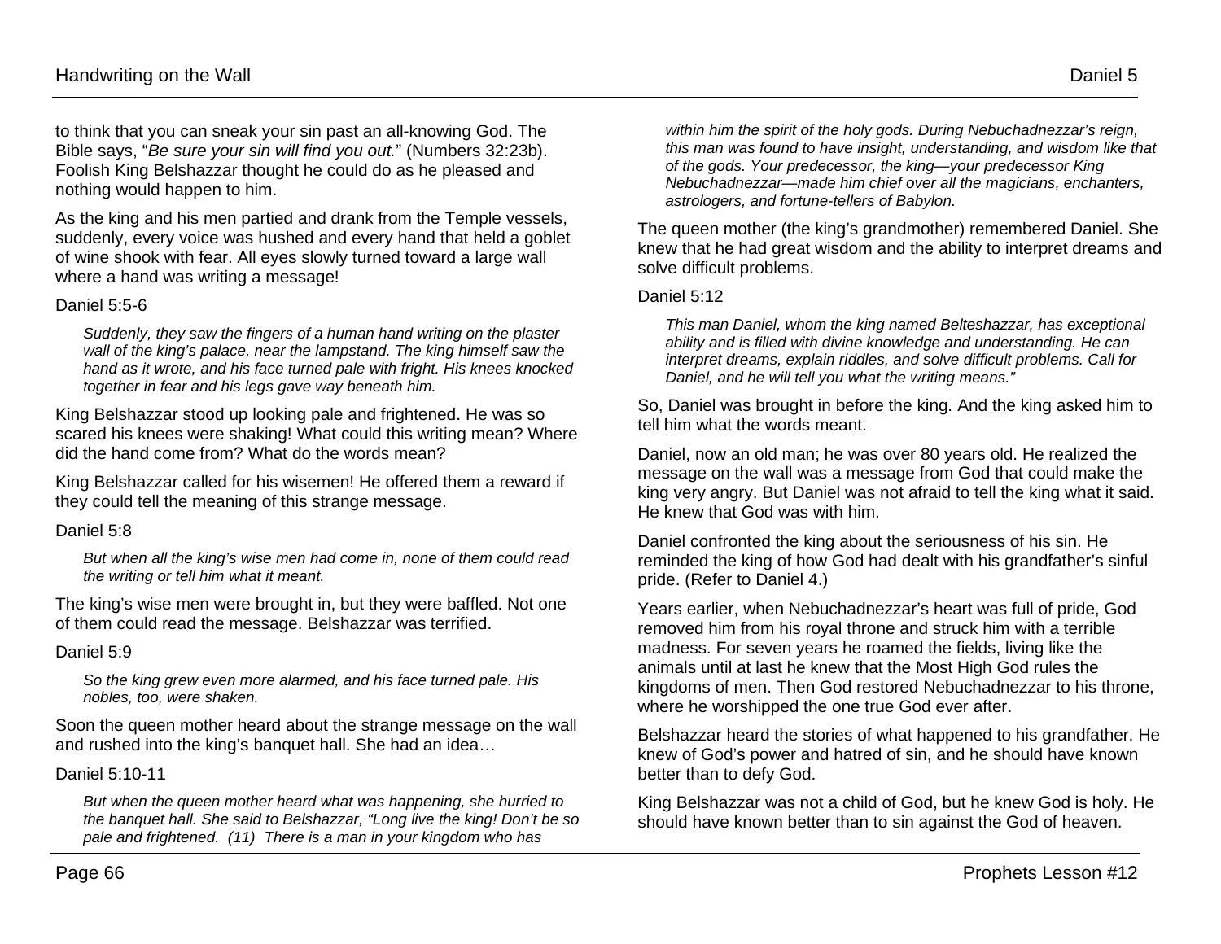to think that you can sneak your sin past an all-knowing God. The Bible says, "*Be sure your sin will find you out.*" (Numbers 32:23b). Foolish King Belshazzar thought he could do as he pleased and nothing would happen to him.

As the king and his men partied and drank from the Temple vessels, suddenly, every voice was hushed and every hand that held a goblet of wine shook with fear. All eyes slowly turned toward a large wall where a hand was writing a message!

Daniel 5:5-6

> *Suddenly, they saw the fingers of a human hand writing on the plaster wall of the king's palace, near the lampstand. The king himself saw the hand as it wrote, and his face turned pale with fright. His knees knocked together in fear and his legs gave way beneath him.*

King Belshazzar stood up looking pale and frightened. He was so scared his knees were shaking! What could this writing mean? Where did the hand come from? What do the words mean?

King Belshazzar called for his wisemen! He offered them a reward if they could tell the meaning of this strange message.

Daniel 5:8

> *But when all the king's wise men had come in, none of them could read the writing or tell him what it meant.*

The king's wise men were brought in, but they were baffled. Not one of them could read the message. Belshazzar was terrified.

Daniel 5:9

> *So the king grew even more alarmed, and his face turned pale. His nobles, too, were shaken.*

Soon the queen mother heard about the strange message on the wall and rushed into the king's banquet hall. She had an idea…

Daniel 5:10-11

> *But when the queen mother heard what was happening, she hurried to the banquet hall. She said to Belshazzar, "Long live the king! Don't be so pale and frightened. (11) There is a man in your kingdom who has within him the spirit of the holy gods. During Nebuchadnezzar's reign, this man was found to have insight, understanding, and wisdom like that of the gods. Your predecessor, the king—your predecessor King Nebuchadnezzar—made him chief over all the magicians, enchanters, astrologers, and fortune-tellers of Babylon.*

The queen mother (the king's grandmother) remembered Daniel. She knew that he had great wisdom and the ability to interpret dreams and solve difficult problems.

Daniel 5:12

> *This man Daniel, whom the king named Belteshazzar, has exceptional ability and is filled with divine knowledge and understanding. He can interpret dreams, explain riddles, and solve difficult problems. Call for Daniel, and he will tell you what the writing means."*

So, Daniel was brought in before the king. And the king asked him to tell him what the words meant.

Daniel, now an old man; he was over 80 years old. He realized the message on the wall was a message from God that could make the king very angry. But Daniel was not afraid to tell the king what it said. He knew that God was with him.

Daniel confronted the king about the seriousness of his sin. He reminded the king of how God had dealt with his grandfather's sinful pride. (Refer to Daniel 4.)

Years earlier, when Nebuchadnezzar's heart was full of pride, God removed him from his royal throne and struck him with a terrible madness. For seven years he roamed the fields, living like the animals until at last he knew that the Most High God rules the kingdoms of men. Then God restored Nebuchadnezzar to his throne, where he worshipped the one true God ever after.

Belshazzar heard the stories of what happened to his grandfather. He knew of God's power and hatred of sin, and he should have known better than to defy God.

King Belshazzar was not a child of God, but he knew God is holy. He should have known better than to sin against the God of heaven.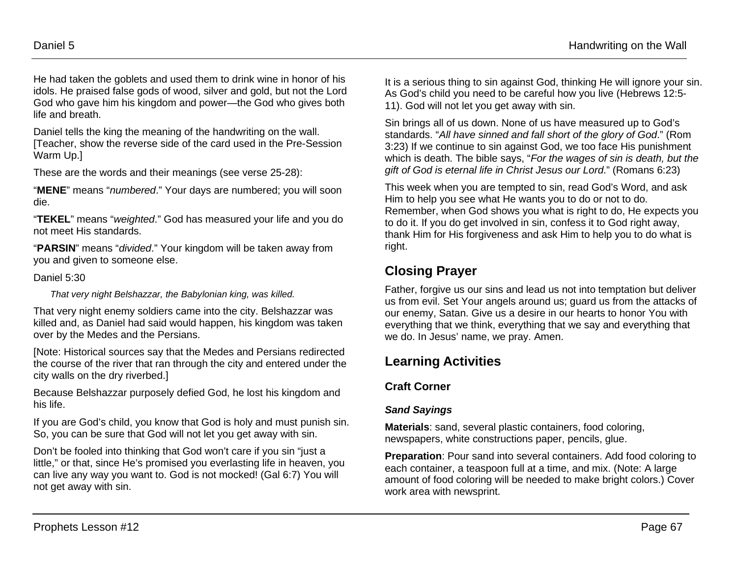He had taken the goblets and used them to drink wine in honor of his idols. He praised false gods of wood, silver and gold, but not the Lord God who gave him his kingdom and power—the God who gives both life and breath.

Daniel tells the king the meaning of the handwriting on the wall. [Teacher, show the reverse side of the card used in the Pre-Session Warm Up.]

These are the words and their meanings (see verse 25-28):

"**MENE**" means "*numbered*." Your days are numbered; you will soon die.

"**TEKEL**" means "*weighted*." God has measured your life and you do not meet His standards.

"**PARSIN**" means "*divided*." Your kingdom will be taken away from you and given to someone else.

Daniel 5:30

> *That very night Belshazzar, the Babylonian king, was killed.*

That very night enemy soldiers came into the city. Belshazzar was killed and, as Daniel had said would happen, his kingdom was taken over by the Medes and the Persians.

[Note: Historical sources say that the Medes and Persians redirected the course of the river that ran through the city and entered under the city walls on the dry riverbed.]

Because Belshazzar purposely defied God, he lost his kingdom and his life.

If you are God's child, you know that God is holy and must punish sin. So, you can be sure that God will not let you get away with sin.

Don't be fooled into thinking that God won't care if you sin "just a little," or that, since He's promised you everlasting life in heaven, you can live any way you want to. God is not mocked! (Gal 6:7) You will not get away with sin.

It is a serious thing to sin against God, thinking He will ignore your sin. As God's child you need to be careful how you live (Hebrews 12:5-11). God will not let you get away with sin.

Sin brings all of us down. None of us have measured up to God's standards. "*All have sinned and fall short of the glory of God*." (Rom 3:23) If we continue to sin against God, we too face His punishment which is death. The bible says, "*For the wages of sin is death, but the gift of God is eternal life in Christ Jesus our Lord*." (Romans 6:23)

This week when you are tempted to sin, read God's Word, and ask Him to help you see what He wants you to do or not to do. Remember, when God shows you what is right to do, He expects you to do it. If you do get involved in sin, confess it to God right away, thank Him for His forgiveness and ask Him to help you to do what is right.

## Closing Prayer

Father, forgive us our sins and lead us not into temptation but deliver us from evil. Set Your angels around us; guard us from the attacks of our enemy, Satan. Give us a desire in our hearts to honor You with everything that we think, everything that we say and everything that we do. In Jesus' name, we pray. Amen.

## Learning Activities

### Craft Corner

#### *Sand Sayings*

**Materials**: sand, several plastic containers, food coloring, newspapers, white constructions paper, pencils, glue.

**Preparation**: Pour sand into several containers. Add food coloring to each container, a teaspoon full at a time, and mix. (Note: A large amount of food coloring will be needed to make bright colors.) Cover work area with newsprint.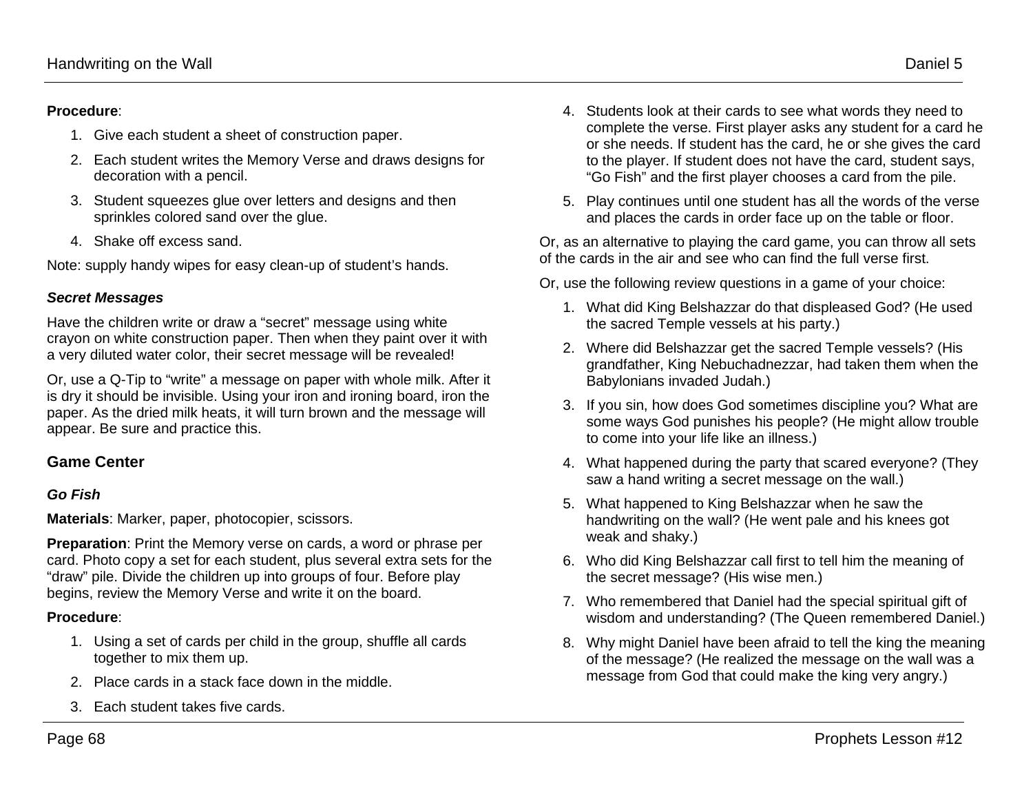**Procedure**:

1. Give each student a sheet of construction paper.
2. Each student writes the Memory Verse and draws designs for decoration with a pencil.
3. Student squeezes glue over letters and designs and then sprinkles colored sand over the glue.
4. Shake off excess sand.

Note: supply handy wipes for easy clean-up of student's hands.

### *Secret Messages*

Have the children write or draw a "secret" message using white crayon on white construction paper. Then when they paint over it with a very diluted water color, their secret message will be revealed!

Or, use a Q-Tip to "write" a message on paper with whole milk. After it is dry it should be invisible. Using your iron and ironing board, iron the paper. As the dried milk heats, it will turn brown and the message will appear. Be sure and practice this.

## Game Center

### *Go Fish*

**Materials**: Marker, paper, photocopier, scissors.

**Preparation**: Print the Memory verse on cards, a word or phrase per card. Photo copy a set for each student, plus several extra sets for the "draw" pile. Divide the children up into groups of four. Before play begins, review the Memory Verse and write it on the board.

**Procedure**:

1. Using a set of cards per child in the group, shuffle all cards together to mix them up.
2. Place cards in a stack face down in the middle.
3. Each student takes five cards.
4. Students look at their cards to see what words they need to complete the verse. First player asks any student for a card he or she needs. If student has the card, he or she gives the card to the player. If student does not have the card, student says, "Go Fish" and the first player chooses a card from the pile.
5. Play continues until one student has all the words of the verse and places the cards in order face up on the table or floor.

Or, as an alternative to playing the card game, you can throw all sets of the cards in the air and see who can find the full verse first.

Or, use the following review questions in a game of your choice:

1. What did King Belshazzar do that displeased God? (He used the sacred Temple vessels at his party.)
2. Where did Belshazzar get the sacred Temple vessels? (His grandfather, King Nebuchadnezzar, had taken them when the Babylonians invaded Judah.)
3. If you sin, how does God sometimes discipline you? What are some ways God punishes his people? (He might allow trouble to come into your life like an illness.)
4. What happened during the party that scared everyone? (They saw a hand writing a secret message on the wall.)
5. What happened to King Belshazzar when he saw the handwriting on the wall? (He went pale and his knees got weak and shaky.)
6. Who did King Belshazzar call first to tell him the meaning of the secret message? (His wise men.)
7. Who remembered that Daniel had the special spiritual gift of wisdom and understanding? (The Queen remembered Daniel.)
8. Why might Daniel have been afraid to tell the king the meaning of the message? (He realized the message on the wall was a message from God that could make the king very angry.)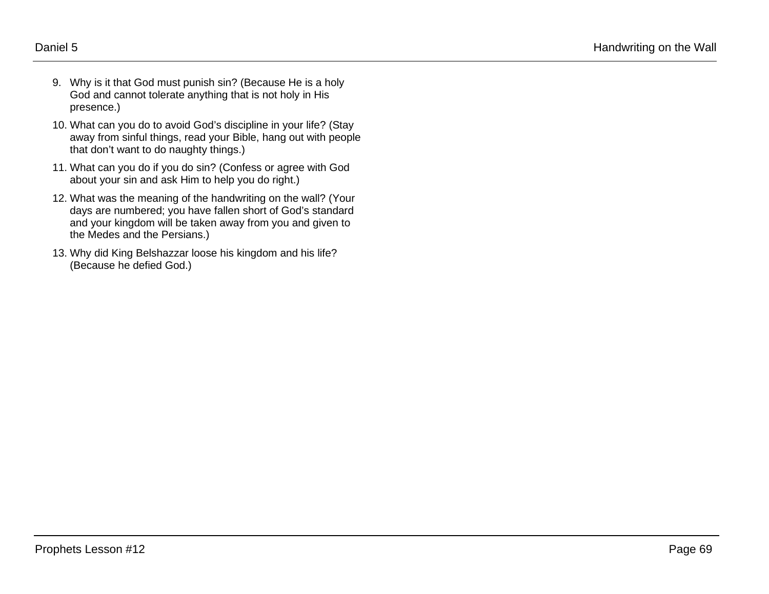9. Why is it that God must punish sin? (Because He is a holy God and cannot tolerate anything that is not holy in His presence.)
10. What can you do to avoid God's discipline in your life? (Stay away from sinful things, read your Bible, hang out with people that don't want to do naughty things.)
11. What can you do if you do sin? (Confess or agree with God about your sin and ask Him to help you do right.)
12. What was the meaning of the handwriting on the wall? (Your days are numbered; you have fallen short of God's standard and your kingdom will be taken away from you and given to the Medes and the Persians.)
13. Why did King Belshazzar loose his kingdom and his life? (Because he defied God.)